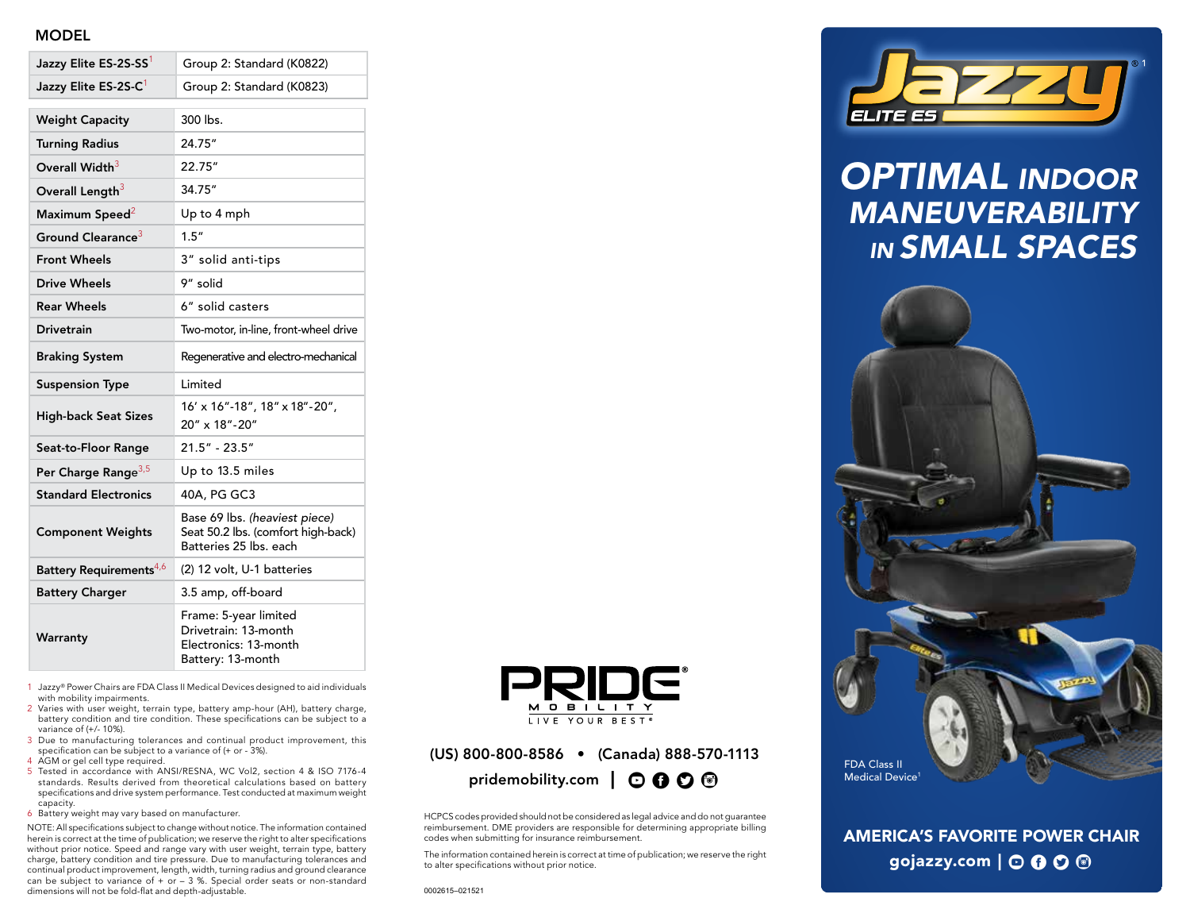## MODEL

| Model | Group |
|---|---|
| Jazzy Elite ES-2S-SS[1] | Group 2: Standard (K0822) |
| Jazzy Elite ES-2S-C[1] | Group 2: Standard (K0823) |

| Specification | Value |
|---|---|
| Weight Capacity | 300 lbs. |
| Turning Radius | 24.75″ |
| Overall Width[3] | 22.75″ |
| Overall Length[3] | 34.75″ |
| Maximum Speed[2] | Up to 4 mph |
| Ground Clearance[3] | 1.5″ |
| Front Wheels | 3″ solid anti-tips |
| Drive Wheels | 9″ solid |
| Rear Wheels | 6″ solid casters |
| Drivetrain | Two-motor, in-line, front-wheel drive |
| Braking System | Regenerative and electro-mechanical |
| Suspension Type | Limited |
| High-back Seat Sizes | 16′ x 16″-18″, 18″ x 18″-20″, 20″ x 18″-20″ |
| Seat-to-Floor Range | 21.5″ - 23.5″ |
| Per Charge Range[3,5] | Up to 13.5 miles |
| Standard Electronics | 40A, PG GC3 |
| Component Weights | Base 69 lbs. *(heaviest piece)*<br>Seat 50.2 lbs. (comfort high-back)<br>Batteries 25 lbs. each |
| Battery Requirements[4,6] | (2) 12 volt, U-1 batteries |
| Battery Charger | 3.5 amp, off-board |
| Warranty | Frame: 5-year limited<br>Drivetrain: 13-month<br>Electronics: 13-month<br>Battery: 13-month |

1 Jazzy® Power Chairs are FDA Class II Medical Devices designed to aid individuals with mobility impairments.
2 Varies with user weight, terrain type, battery amp-hour (AH), battery charge, battery condition and tire condition. These specifications can be subject to a variance of (+/- 10%).
3 Due to manufacturing tolerances and continual product improvement, this specification can be subject to a variance of (+ or - 3%).
4 AGM or gel cell type required.
5 Tested in accordance with ANSI/RESNA, WC Vol2, section 4 & ISO 7176-4 standards. Results derived from theoretical calculations based on battery specifications and drive system performance. Test conducted at maximum weight capacity.
6 Battery weight may vary based on manufacturer.

NOTE: All specifications subject to change without notice. The information contained herein is correct at the time of publication; we reserve the right to alter specifications without prior notice. Speed and range vary with user weight, terrain type, battery charge, battery condition and tire pressure. Due to manufacturing tolerances and continual product improvement, length, width, turning radius and ground clearance can be subject to variance of + or – 3 %. Special order seats or non-standard dimensions will not be fold-flat and depth-adjustable.

PRIDE MOBILITY
LIVE YOUR BEST®

(US) 800-800-8586 • (Canada) 888-570-1113

pridemobility.com |

HCPCS codes provided should not be considered as legal advice and do not guarantee reimbursement. DME providers are responsible for determining appropriate billing codes when submitting for insurance reimbursement.

The information contained herein is correct at time of publication; we reserve the right to alter specifications without prior notice.

0002615–021521

# Jazzy® ELITE ES

## OPTIMAL INDOOR MANEUVERABILITY IN SMALL SPACES

FDA Class II Medical Device[1]

**AMERICA'S FAVORITE POWER CHAIR**

**gojazzy.com** |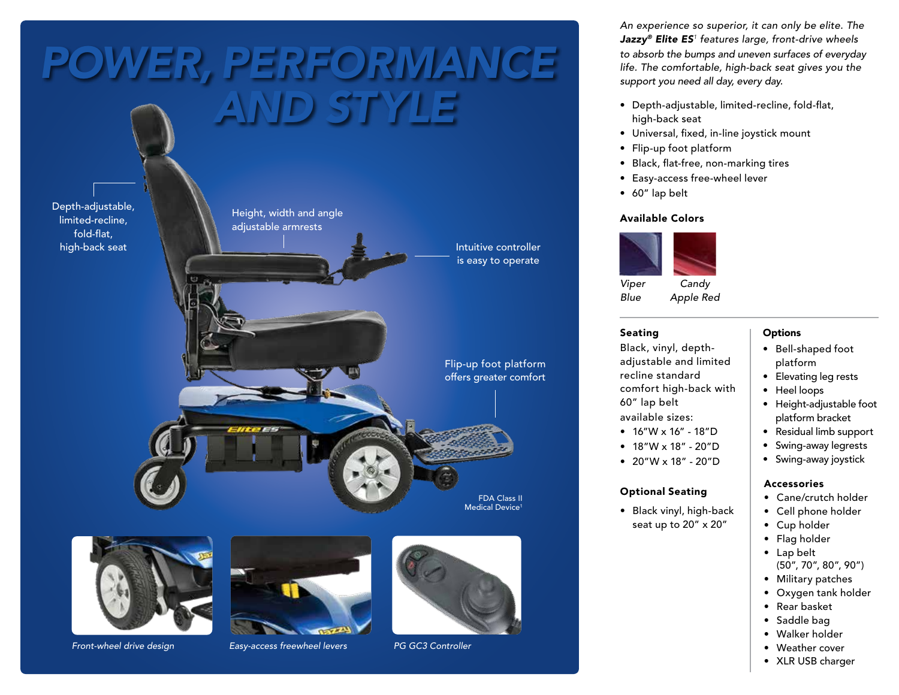# POWER, PERFORMANCE AND STYLE

Depth-adjustable, limited-recline, fold-flat, high-back seat

Height, width and angle adjustable armrests

Intuitive controller is easy to operate

Flip-up foot platform offers greater comfort

FDA Class II Medical Device[1]

*Front-wheel drive design*

*Easy-access freewheel levers*

*PG GC3 Controller*

*An experience so superior, it can only be elite. The* ***Jazzy® Elite ES***[1] *features large, front-drive wheels to absorb the bumps and uneven surfaces of everyday life. The comfortable, high-back seat gives you the support you need all day, every day.*

- Depth-adjustable, limited-recline, fold-flat, high-back seat
- Universal, fixed, in-line joystick mount
- Flip-up foot platform
- Black, flat-free, non-marking tires
- Easy-access free-wheel lever
- 60" lap belt

### Available Colors

*Viper Blue*

*Candy Apple Red*

### Seating

Black, vinyl, depth-adjustable and limited recline standard comfort high-back with 60" lap belt

available sizes:

- 16"W x 16" - 18"D
- 18"W x 18" - 20"D
- 20"W x 18" - 20"D

### Optional Seating

- Black vinyl, high-back seat up to 20" x 20"

### Options

- Bell-shaped foot platform
- Elevating leg rests
- Heel loops
- Height-adjustable foot platform bracket
- Residual limb support
- Swing-away legrests
- Swing-away joystick

### Accessories

- Cane/crutch holder
- Cell phone holder
- Cup holder
- Flag holder
- Lap belt (50", 70", 80", 90")
- Military patches
- Oxygen tank holder
- Rear basket
- Saddle bag
- Walker holder
- Weather cover
- XLR USB charger